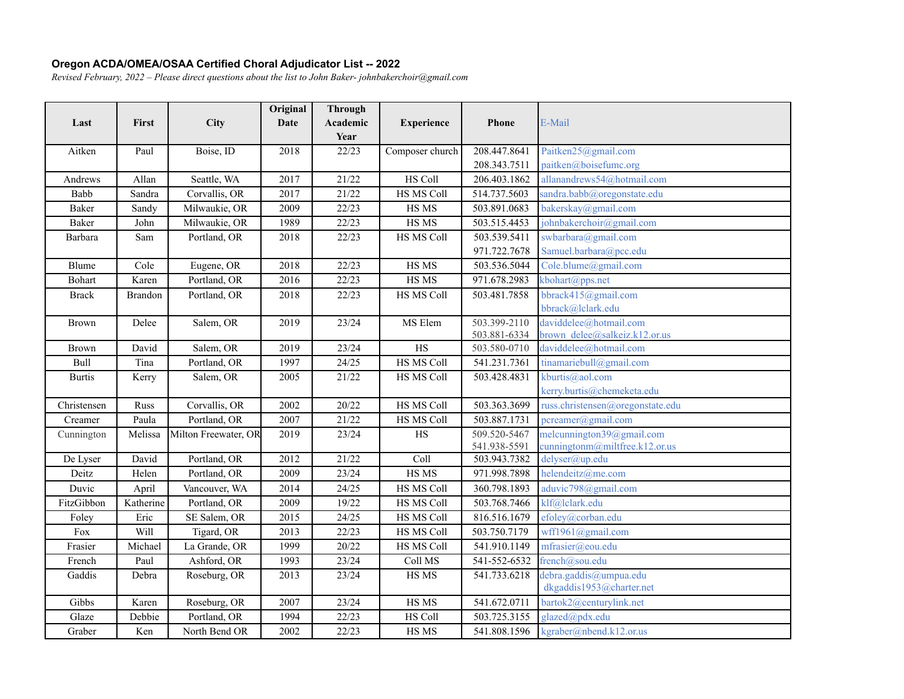**Oregon ACDA/OMEA/OSAA Certified Choral Adjudicator List -- 2022**

*Revised February, 2022 – Please direct questions about the list to John Baker- johnbakerchoir@gmail.com*

| Last | First | City | Original Date | Through Academic Year | Experience | Phone | E-Mail |
|---|---|---|---|---|---|---|---|
| Aitken | Paul | Boise, ID | 2018 | 22/23 | Composer church | 208.447.8641<br>208.343.7511 | Paitken25@gmail.com<br>paitken@boisefumc.org |
| Andrews | Allan | Seattle, WA | 2017 | 21/22 | HS Coll | 206.403.1862 | allanandrews54@hotmail.com |
| Babb | Sandra | Corvallis, OR | 2017 | 21/22 | HS MS Coll | 514.737.5603 | sandra.babb@oregonstate.edu |
| Baker | Sandy | Milwaukie, OR | 2009 | 22/23 | HS MS | 503.891.0683 | bakerskay@gmail.com |
| Baker | John | Milwaukie, OR | 1989 | 22/23 | HS MS | 503.515.4453 | johnbakerchoir@gmail.com |
| Barbara | Sam | Portland, OR | 2018 | 22/23 | HS MS Coll | 503.539.5411<br>971.722.7678 | swbarbara@gmail.com<br>Samuel.barbara@pcc.edu |
| Blume | Cole | Eugene, OR | 2018 | 22/23 | HS MS | 503.536.5044 | Cole.blume@gmail.com |
| Bohart | Karen | Portland, OR | 2016 | 22/23 | HS MS | 971.678.2983 | kbohart@pps.net |
| Brack | Brandon | Portland, OR | 2018 | 22/23 | HS MS Coll | 503.481.7858 | bbrack415@gmail.com<br>bbrack@lclark.edu |
| Brown | Delee | Salem, OR | 2019 | 23/24 | MS Elem | 503.399-2110<br>503.881-6334 | daviddelee@hotmail.com<br>brown_delee@salkeiz.k12.or.us |
| Brown | David | Salem, OR | 2019 | 23/24 | HS | 503.580-0710 | daviddelee@hotmail.com |
| Bull | Tina | Portland, OR | 1997 | 24/25 | HS MS Coll | 541.231.7361 | tinamariebull@gmail.com |
| Burtis | Kerry | Salem, OR | 2005 | 21/22 | HS MS Coll | 503.428.4831 | kburtis@aol.com<br>kerry.burtis@chemeketa.edu |
| Christensen | Russ | Corvallis, OR | 2002 | 20/22 | HS MS Coll | 503.363.3699 | russ.christensen@oregonstate.edu |
| Creamer | Paula | Portland, OR | 2007 | 21/22 | HS MS Coll | 503.887.1731 | pcreamer@gmail.com |
| Cunnington | Melissa | Milton Freewater, OR | 2019 | 23/24 | HS | 509.520-5467<br>541.938-5591 | melcunnington39@gmail.com<br>cunningtonm@miltfree.k12.or.us |
| De Lyser | David | Portland, OR | 2012 | 21/22 | Coll | 503.943.7382 | delyser@up.edu |
| Deitz | Helen | Portland, OR | 2009 | 23/24 | HS MS | 971.998.7898 | helendeitz@me.com |
| Duvic | April | Vancouver, WA | 2014 | 24/25 | HS MS Coll | 360.798.1893 | aduvic798@gmail.com |
| FitzGibbon | Katherine | Portland, OR | 2009 | 19/22 | HS MS Coll | 503.768.7466 | klf@lclark.edu |
| Foley | Eric | SE Salem, OR | 2015 | 24/25 | HS MS Coll | 816.516.1679 | efoley@corban.edu |
| Fox | Will | Tigard, OR | 2013 | 22/23 | HS MS Coll | 503.750.7179 | wff1961@gmail.com |
| Frasier | Michael | La Grande, OR | 1999 | 20/22 | HS MS Coll | 541.910.1149 | mfrasier@eou.edu |
| French | Paul | Ashford, OR | 1993 | 23/24 | Coll MS | 541-552-6532 | french@sou.edu |
| Gaddis | Debra | Roseburg, OR | 2013 | 23/24 | HS MS | 541.733.6218 | debra.gaddis@umpua.edu<br>dkgaddis1953@charter.net |
| Gibbs | Karen | Roseburg, OR | 2007 | 23/24 | HS MS | 541.672.0711 | bartok2@centurylink.net |
| Glaze | Debbie | Portland, OR | 1994 | 22/23 | HS Coll | 503.725.3155 | glazed@pdx.edu |
| Graber | Ken | North Bend OR | 2002 | 22/23 | HS MS | 541.808.1596 | kgraber@nbend.k12.or.us |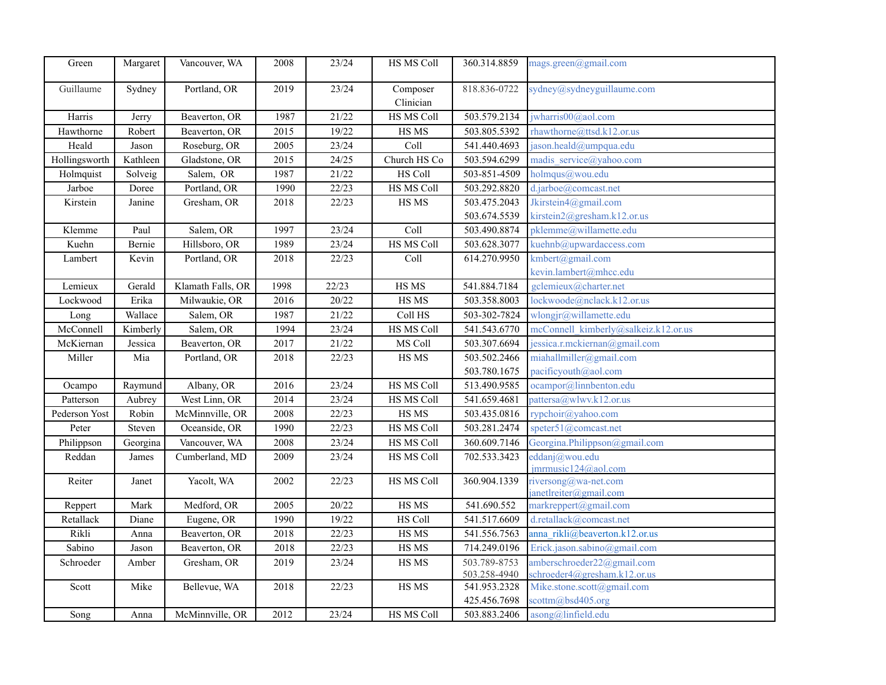| Green | Margaret | Vancouver, WA | 2008 | 23/24 | HS MS Coll | 360.314.8859 | mags.green@gmail.com |
|---|---|---|---|---|---|---|---|
| Guillaume | Sydney | Portland, OR | 2019 | 23/24 | Composer Clinician | 818.836-0722 | sydney@sydneyguillaume.com |
| Harris | Jerry | Beaverton, OR | 1987 | 21/22 | HS MS Coll | 503.579.2134 | jwharris00@aol.com |
| Hawthorne | Robert | Beaverton, OR | 2015 | 19/22 | HS MS | 503.805.5392 | rhawthorne@ttsd.k12.or.us |
| Heald | Jason | Roseburg, OR | 2005 | 23/24 | Coll | 541.440.4693 | jason.heald@umpqua.edu |
| Hollingsworth | Kathleen | Gladstone, OR | 2015 | 24/25 | Church HS Co | 503.594.6299 | madis_service@yahoo.com |
| Holmquist | Solveig | Salem, OR | 1987 | 21/22 | HS Coll | 503-851-4509 | holmqus@wou.edu |
| Jarboe | Doree | Portland, OR | 1990 | 22/23 | HS MS Coll | 503.292.8820 | d.jarboe@comcast.net |
| Kirstein | Janine | Gresham, OR | 2018 | 22/23 | HS MS | 503.475.2043<br>503.674.5539 | Jkirstein4@gmail.com<br>kirstein2@gresham.k12.or.us |
| Klemme | Paul | Salem, OR | 1997 | 23/24 | Coll | 503.490.8874 | pklemme@willamette.edu |
| Kuehn | Bernie | Hillsboro, OR | 1989 | 23/24 | HS MS Coll | 503.628.3077 | kuehnb@upwardaccess.com |
| Lambert | Kevin | Portland, OR | 2018 | 22/23 | Coll | 614.270.9950 | kmbert@gmail.com<br>kevin.lambert@mhcc.edu |
| Lemieux | Gerald | Klamath Falls, OR | 1998 | 22/23 | HS MS | 541.884.7184 | gclemieux@charter.net |
| Lockwood | Erika | Milwaukie, OR | 2016 | 20/22 | HS MS | 503.358.8003 | lockwoode@nclack.k12.or.us |
| Long | Wallace | Salem, OR | 1987 | 21/22 | Coll HS | 503-302-7824 | wlongjr@willamette.edu |
| McConnell | Kimberly | Salem, OR | 1994 | 23/24 | HS MS Coll | 541.543.6770 | mcConnell_kimberly@salkeiz.k12.or.us |
| McKiernan | Jessica | Beaverton, OR | 2017 | 21/22 | MS Coll | 503.307.6694 | jessica.r.mckiernan@gmail.com |
| Miller | Mia | Portland, OR | 2018 | 22/23 | HS MS | 503.502.2466<br>503.780.1675 | miahallmiller@gmail.com<br>pacificyouth@aol.com |
| Ocampo | Raymund | Albany, OR | 2016 | 23/24 | HS MS Coll | 513.490.9585 | ocampor@linnbenton.edu |
| Patterson | Aubrey | West Linn, OR | 2014 | 23/24 | HS MS Coll | 541.659.4681 | pattersa@wlwv.k12.or.us |
| Pederson Yost | Robin | McMinnville, OR | 2008 | 22/23 | HS MS | 503.435.0816 | rypchoir@yahoo.com |
| Peter | Steven | Oceanside, OR | 1990 | 22/23 | HS MS Coll | 503.281.2474 | speter51@comcast.net |
| Philippson | Georgina | Vancouver, WA | 2008 | 23/24 | HS MS Coll | 360.609.7146 | Georgina.Philippson@gmail.com |
| Reddan | James | Cumberland, MD | 2009 | 23/24 | HS MS Coll | 702.533.3423 | eddanj@wou.edu<br>jmrmusic124@aol.com |
| Reiter | Janet | Yacolt, WA | 2002 | 22/23 | HS MS Coll | 360.904.1339 | riversong@wa-net.com<br>janetlreiter@gmail.com |
| Reppert | Mark | Medford, OR | 2005 | 20/22 | HS MS | 541.690.552 | markreppert@gmail.com |
| Retallack | Diane | Eugene, OR | 1990 | 19/22 | HS Coll | 541.517.6609 | d.retallack@comcast.net |
| Rikli | Anna | Beaverton, OR | 2018 | 22/23 | HS MS | 541.556.7563 | anna_rikli@beaverton.k12.or.us |
| Sabino | Jason | Beaverton, OR | 2018 | 22/23 | HS MS | 714.249.0196 | Erick.jason.sabino@gmail.com |
| Schroeder | Amber | Gresham, OR | 2019 | 23/24 | HS MS | 503.789-8753<br>503.258-4940 | amberschroeder22@gmail.com<br>schroeder4@gresham.k12.or.us |
| Scott | Mike | Bellevue, WA | 2018 | 22/23 | HS MS | 541.953.2328<br>425.456.7698 | Mike.stone.scott@gmail.com<br>scottm@bsd405.org |
| Song | Anna | McMinnville, OR | 2012 | 23/24 | HS MS Coll | 503.883.2406 | asong@linfield.edu |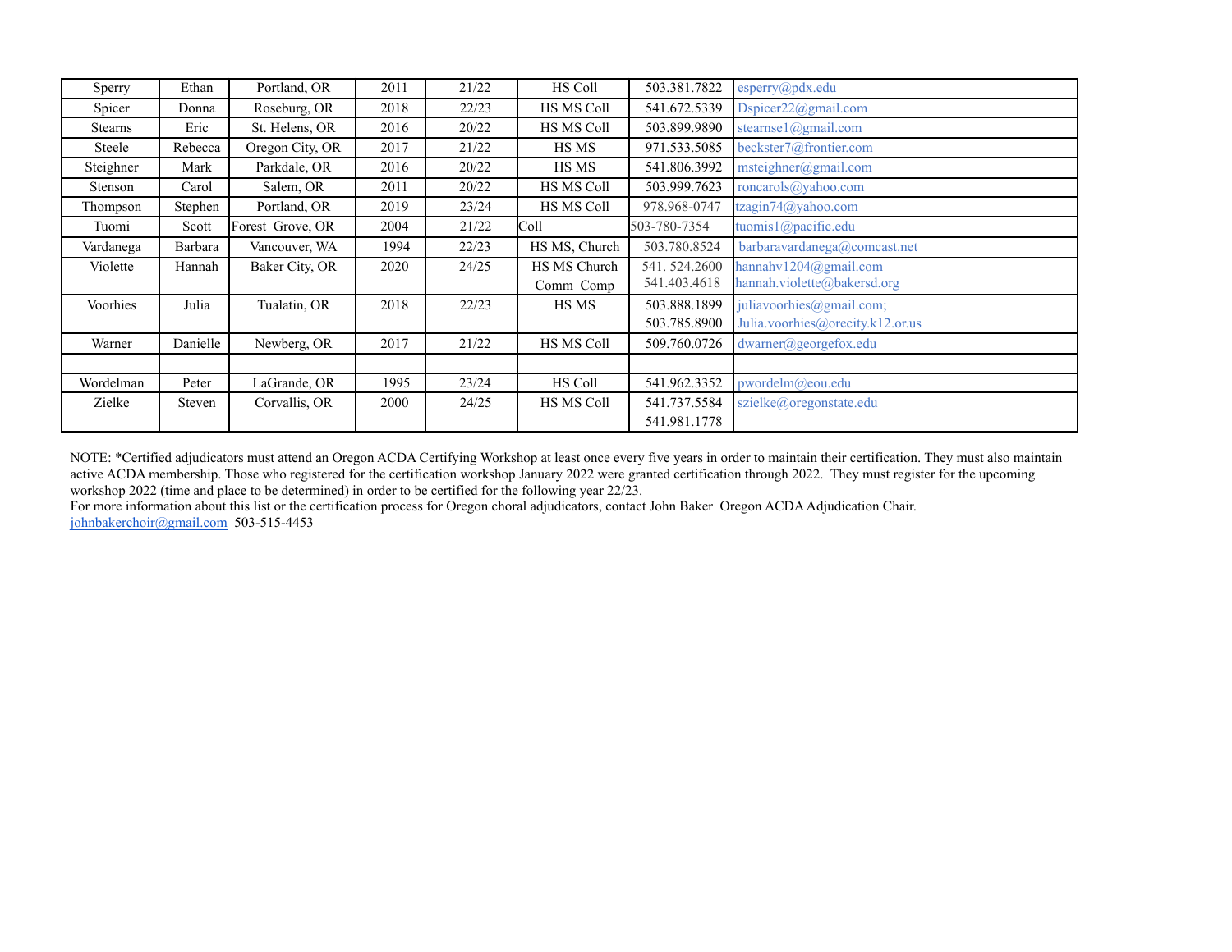| | | | | | | | |
|---|---|---|---|---|---|---|---|
| Sperry | Ethan | Portland, OR | 2011 | 21/22 | HS Coll | 503.381.7822 | esperry@pdx.edu |
| Spicer | Donna | Roseburg, OR | 2018 | 22/23 | HS MS Coll | 541.672.5339 | Dspicer22@gmail.com |
| Stearns | Eric | St. Helens, OR | 2016 | 20/22 | HS MS Coll | 503.899.9890 | stearnse1@gmail.com |
| Steele | Rebecca | Oregon City, OR | 2017 | 21/22 | HS MS | 971.533.5085 | beckster7@frontier.com |
| Steighner | Mark | Parkdale, OR | 2016 | 20/22 | HS MS | 541.806.3992 | msteighner@gmail.com |
| Stenson | Carol | Salem, OR | 2011 | 20/22 | HS MS Coll | 503.999.7623 | roncarols@yahoo.com |
| Thompson | Stephen | Portland, OR | 2019 | 23/24 | HS MS Coll | 978.968-0747 | tzagin74@yahoo.com |
| Tuomi | Scott | Forest Grove, OR | 2004 | 21/22 | Coll | 503-780-7354 | tuomis1@pacific.edu |
| Vardanega | Barbara | Vancouver, WA | 1994 | 22/23 | HS MS, Church | 503.780.8524 | barbaravardanega@comcast.net |
| Violette | Hannah | Baker City, OR | 2020 | 24/25 | HS MS Church Comm Comp | 541. 524.2600 541.403.4618 | hannahv1204@gmail.com hannah.violette@bakersd.org |
| Voorhies | Julia | Tualatin, OR | 2018 | 22/23 | HS MS | 503.888.1899 503.785.8900 | juliavoorhies@gmail.com; Julia.voorhies@orecity.k12.or.us |
| Warner | Danielle | Newberg, OR | 2017 | 21/22 | HS MS Coll | 509.760.0726 | dwarner@georgefox.edu |
| | | | | | | | |
| Wordelman | Peter | LaGrande, OR | 1995 | 23/24 | HS Coll | 541.962.3352 | pwordelm@eou.edu |
| Zielke | Steven | Corvallis, OR | 2000 | 24/25 | HS MS Coll | 541.737.5584 541.981.1778 | szielke@oregonstate.edu |

NOTE: *Certified adjudicators must attend an Oregon ACDA Certifying Workshop at least once every five years in order to maintain their certification. They must also maintain active ACDA membership. Those who registered for the certification workshop January 2022 were granted certification through 2022. They must register for the upcoming workshop 2022 (time and place to be determined) in order to be certified for the following year 22/23.
For more information about this list or the certification process for Oregon choral adjudicators, contact John Baker Oregon ACDA Adjudication Chair.
johnbakerchoir@gmail.com 503-515-4453